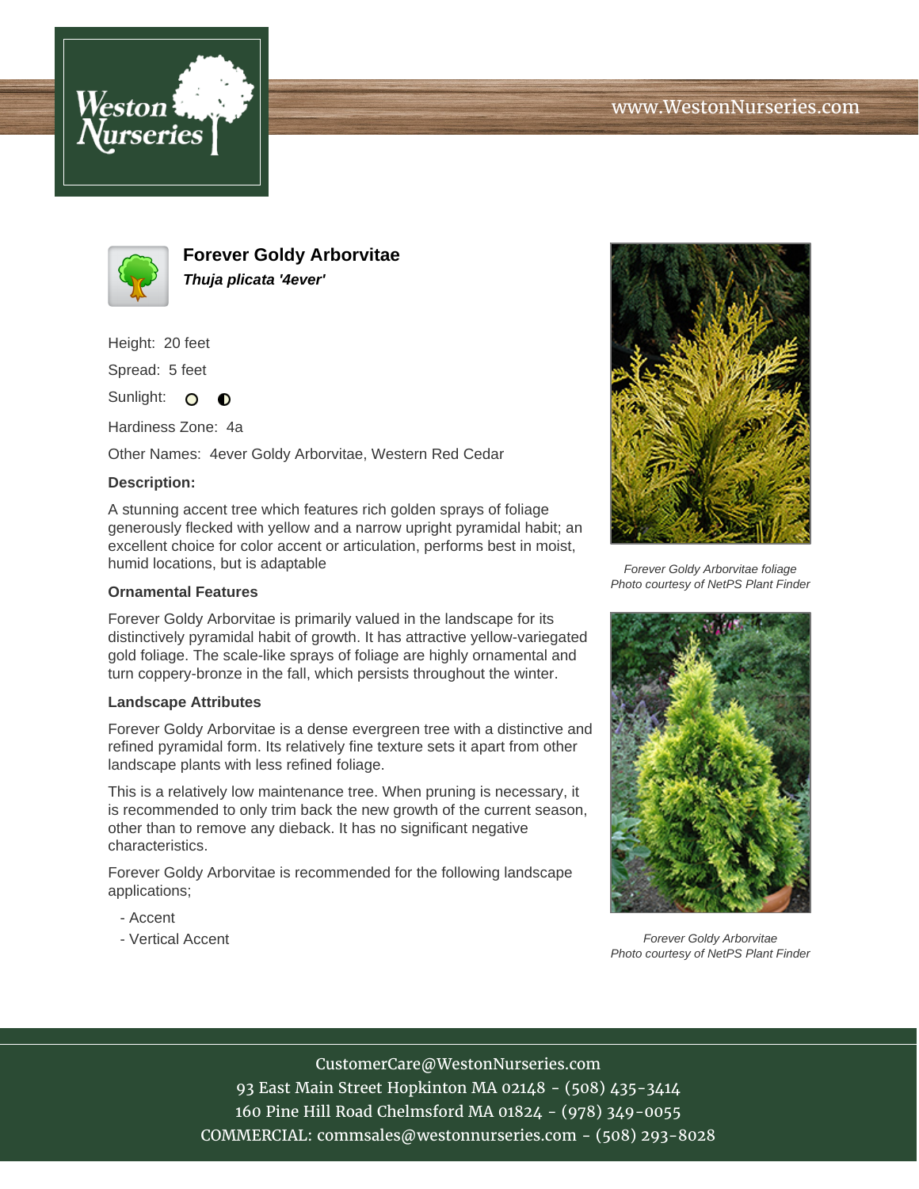# Forever Goldy Arborvitae

***Thuja plicata '4ever'***

Height: 20 feet

Spread: 5 feet

Sunlight:

Hardiness Zone: 4a

Other Names: 4ever Goldy Arborvitae, Western Red Cedar

**Description:**

A stunning accent tree which features rich golden sprays of foliage generously flecked with yellow and a narrow upright pyramidal habit; an excellent choice for color accent or articulation, performs best in moist, humid locations, but is adaptable

**Ornamental Features**

Forever Goldy Arborvitae is primarily valued in the landscape for its distinctively pyramidal habit of growth. It has attractive yellow-variegated gold foliage. The scale-like sprays of foliage are highly ornamental and turn coppery-bronze in the fall, which persists throughout the winter.

**Landscape Attributes**

Forever Goldy Arborvitae is a dense evergreen tree with a distinctive and refined pyramidal form. Its relatively fine texture sets it apart from other landscape plants with less refined foliage.

This is a relatively low maintenance tree. When pruning is necessary, it is recommended to only trim back the new growth of the current season, other than to remove any dieback. It has no significant negative characteristics.

Forever Goldy Arborvitae is recommended for the following landscape applications;

- Accent
- Vertical Accent

*Forever Goldy Arborvitae foliage*
*Photo courtesy of NetPS Plant Finder*

*Forever Goldy Arborvitae*
*Photo courtesy of NetPS Plant Finder*

CustomerCare@WestonNurseries.com
93 East Main Street Hopkinton MA 02148 - (508) 435-3414
160 Pine Hill Road Chelmsford MA 01824 - (978) 349-0055
COMMERCIAL: commsales@westonnurseries.com - (508) 293-8028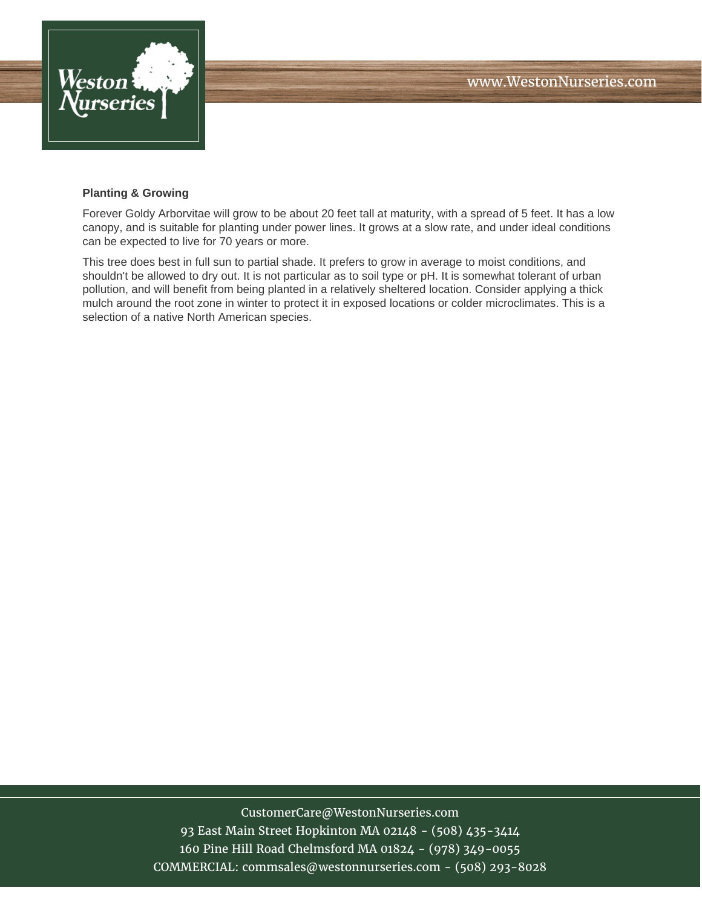### Planting & Growing

Forever Goldy Arborvitae will grow to be about 20 feet tall at maturity, with a spread of 5 feet. It has a low canopy, and is suitable for planting under power lines. It grows at a slow rate, and under ideal conditions can be expected to live for 70 years or more.

This tree does best in full sun to partial shade. It prefers to grow in average to moist conditions, and shouldn't be allowed to dry out. It is not particular as to soil type or pH. It is somewhat tolerant of urban pollution, and will benefit from being planted in a relatively sheltered location. Consider applying a thick mulch around the root zone in winter to protect it in exposed locations or colder microclimates. This is a selection of a native North American species.